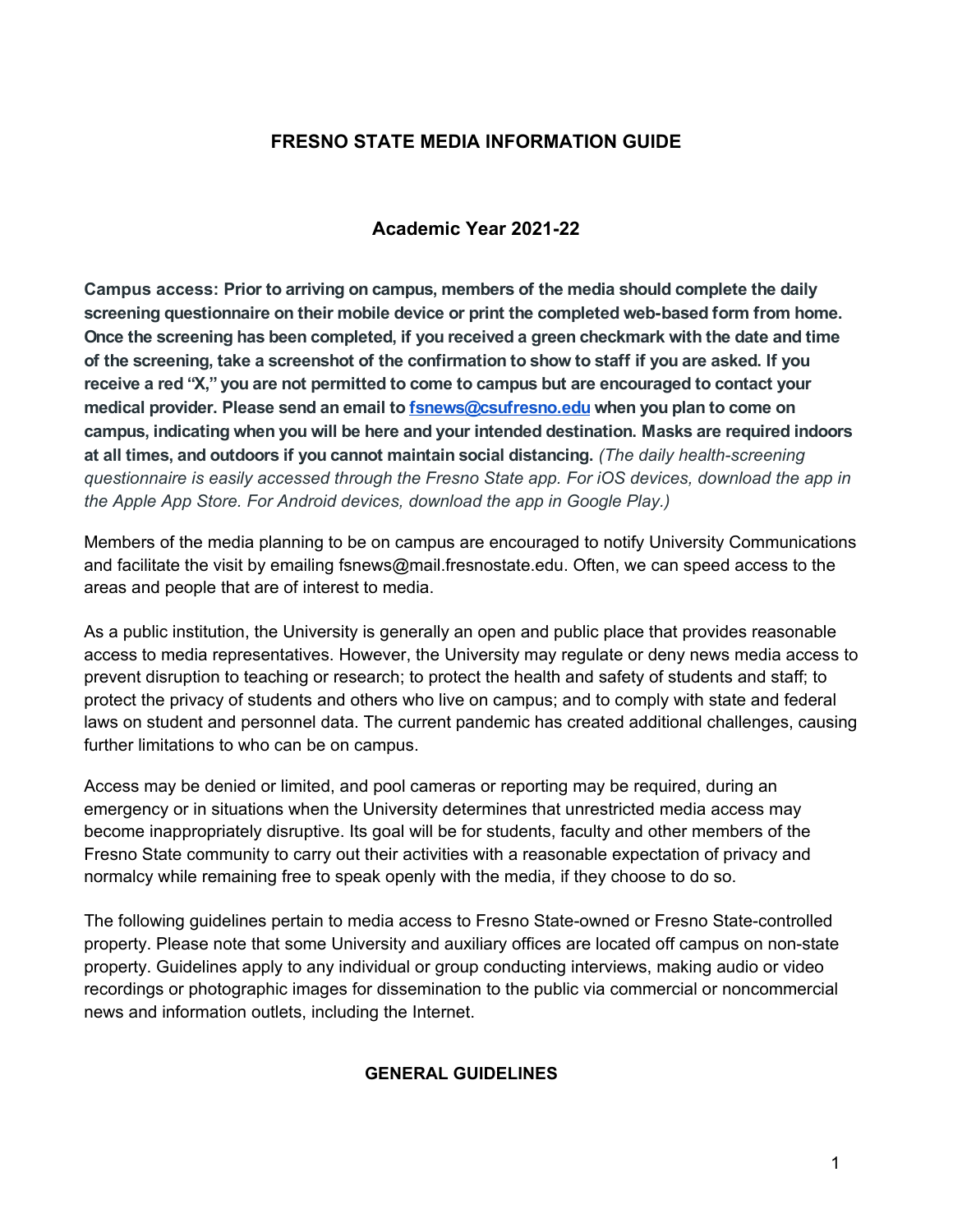# FRESNO STATE MEDIA INFORMATION GUIDE

## Academic Year 2021-22

**Campus access: Prior to arriving on campus, members of the media should complete the daily screening questionnaire on their mobile device or print the completed web-based form from home. Once the screening has been completed, if you received a green checkmark with the date and time of the screening, take a screenshot of the confirmation to show to staff if you are asked. If you receive a red "X," you are not permitted to come to campus but are encouraged to contact your medical provider. Please send an email to [fsnews@csufresno.edu](mailto:fsnews@csufresno.edu) when you plan to come on campus, indicating when you will be here and your intended destination. Masks are required indoors at all times, and outdoors if you cannot maintain social distancing.** *(The daily health-screening questionnaire is easily accessed through the Fresno State app. For iOS devices, download the app in the Apple App Store. For Android devices, download the app in Google Play.)*

Members of the media planning to be on campus are encouraged to notify University Communications and facilitate the visit by emailing fsnews@mail.fresnostate.edu. Often, we can speed access to the areas and people that are of interest to media.

As a public institution, the University is generally an open and public place that provides reasonable access to media representatives. However, the University may regulate or deny news media access to prevent disruption to teaching or research; to protect the health and safety of students and staff; to protect the privacy of students and others who live on campus; and to comply with state and federal laws on student and personnel data. The current pandemic has created additional challenges, causing further limitations to who can be on campus.

Access may be denied or limited, and pool cameras or reporting may be required, during an emergency or in situations when the University determines that unrestricted media access may become inappropriately disruptive. Its goal will be for students, faculty and other members of the Fresno State community to carry out their activities with a reasonable expectation of privacy and normalcy while remaining free to speak openly with the media, if they choose to do so.

The following guidelines pertain to media access to Fresno State-owned or Fresno State-controlled property. Please note that some University and auxiliary offices are located off campus on non-state property. Guidelines apply to any individual or group conducting interviews, making audio or video recordings or photographic images for dissemination to the public via commercial or noncommercial news and information outlets, including the Internet.

### GENERAL GUIDELINES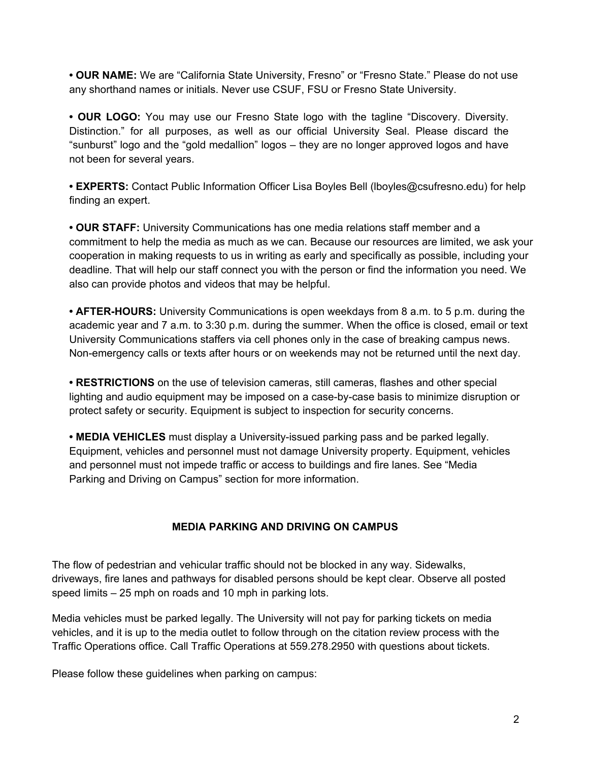- **OUR NAME:** We are "California State University, Fresno" or "Fresno State." Please do not use any shorthand names or initials. Never use CSUF, FSU or Fresno State University.

- **OUR LOGO:** You may use our Fresno State logo with the tagline "Discovery. Diversity. Distinction." for all purposes, as well as our official University Seal. Please discard the "sunburst" logo and the "gold medallion" logos – they are no longer approved logos and have not been for several years.

- **EXPERTS:** Contact Public Information Officer Lisa Boyles Bell (lboyles@csufresno.edu) for help finding an expert.

- **OUR STAFF:** University Communications has one media relations staff member and a commitment to help the media as much as we can. Because our resources are limited, we ask your cooperation in making requests to us in writing as early and specifically as possible, including your deadline. That will help our staff connect you with the person or find the information you need. We also can provide photos and videos that may be helpful.

- **AFTER-HOURS:** University Communications is open weekdays from 8 a.m. to 5 p.m. during the academic year and 7 a.m. to 3:30 p.m. during the summer. When the office is closed, email or text University Communications staffers via cell phones only in the case of breaking campus news. Non-emergency calls or texts after hours or on weekends may not be returned until the next day.

- **RESTRICTIONS** on the use of television cameras, still cameras, flashes and other special lighting and audio equipment may be imposed on a case-by-case basis to minimize disruption or protect safety or security. Equipment is subject to inspection for security concerns.

- **MEDIA VEHICLES** must display a University-issued parking pass and be parked legally. Equipment, vehicles and personnel must not damage University property. Equipment, vehicles and personnel must not impede traffic or access to buildings and fire lanes. See "Media Parking and Driving on Campus" section for more information.

## MEDIA PARKING AND DRIVING ON CAMPUS

The flow of pedestrian and vehicular traffic should not be blocked in any way. Sidewalks, driveways, fire lanes and pathways for disabled persons should be kept clear. Observe all posted speed limits – 25 mph on roads and 10 mph in parking lots.

Media vehicles must be parked legally. The University will not pay for parking tickets on media vehicles, and it is up to the media outlet to follow through on the citation review process with the Traffic Operations office. Call Traffic Operations at 559.278.2950 with questions about tickets.

Please follow these guidelines when parking on campus: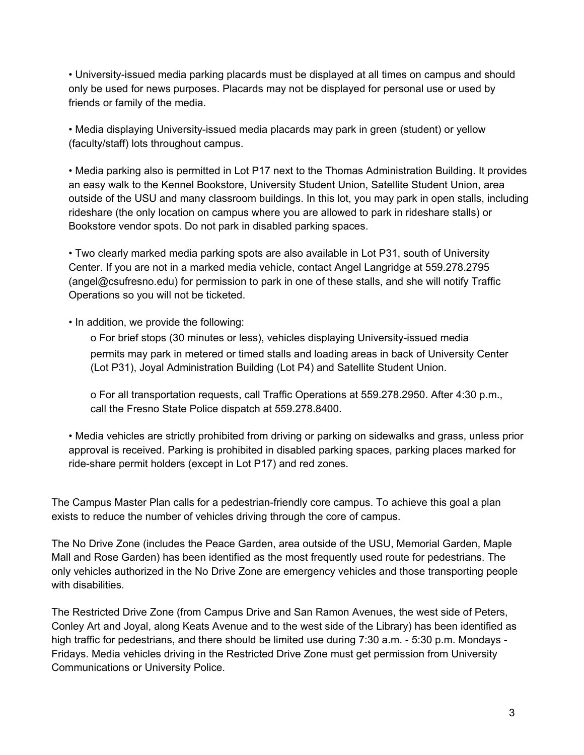- University-issued media parking placards must be displayed at all times on campus and should only be used for news purposes. Placards may not be displayed for personal use or used by friends or family of the media.

- Media displaying University-issued media placards may park in green (student) or yellow (faculty/staff) lots throughout campus.

- Media parking also is permitted in Lot P17 next to the Thomas Administration Building. It provides an easy walk to the Kennel Bookstore, University Student Union, Satellite Student Union, area outside of the USU and many classroom buildings. In this lot, you may park in open stalls, including rideshare (the only location on campus where you are allowed to park in rideshare stalls) or Bookstore vendor spots. Do not park in disabled parking spaces.

- Two clearly marked media parking spots are also available in Lot P31, south of University Center. If you are not in a marked media vehicle, contact Angel Langridge at 559.278.2795 (angel@csufresno.edu) for permission to park in one of these stalls, and she will notify Traffic Operations so you will not be ticketed.

- In addition, we provide the following:
  - For brief stops (30 minutes or less), vehicles displaying University-issued media permits may park in metered or timed stalls and loading areas in back of University Center (Lot P31), Joyal Administration Building (Lot P4) and Satellite Student Union.
  - For all transportation requests, call Traffic Operations at 559.278.2950. After 4:30 p.m., call the Fresno State Police dispatch at 559.278.8400.

- Media vehicles are strictly prohibited from driving or parking on sidewalks and grass, unless prior approval is received. Parking is prohibited in disabled parking spaces, parking places marked for ride-share permit holders (except in Lot P17) and red zones.

The Campus Master Plan calls for a pedestrian-friendly core campus. To achieve this goal a plan exists to reduce the number of vehicles driving through the core of campus.

The No Drive Zone (includes the Peace Garden, area outside of the USU, Memorial Garden, Maple Mall and Rose Garden) has been identified as the most frequently used route for pedestrians. The only vehicles authorized in the No Drive Zone are emergency vehicles and those transporting people with disabilities.

The Restricted Drive Zone (from Campus Drive and San Ramon Avenues, the west side of Peters, Conley Art and Joyal, along Keats Avenue and to the west side of the Library) has been identified as high traffic for pedestrians, and there should be limited use during 7:30 a.m. - 5:30 p.m. Mondays - Fridays. Media vehicles driving in the Restricted Drive Zone must get permission from University Communications or University Police.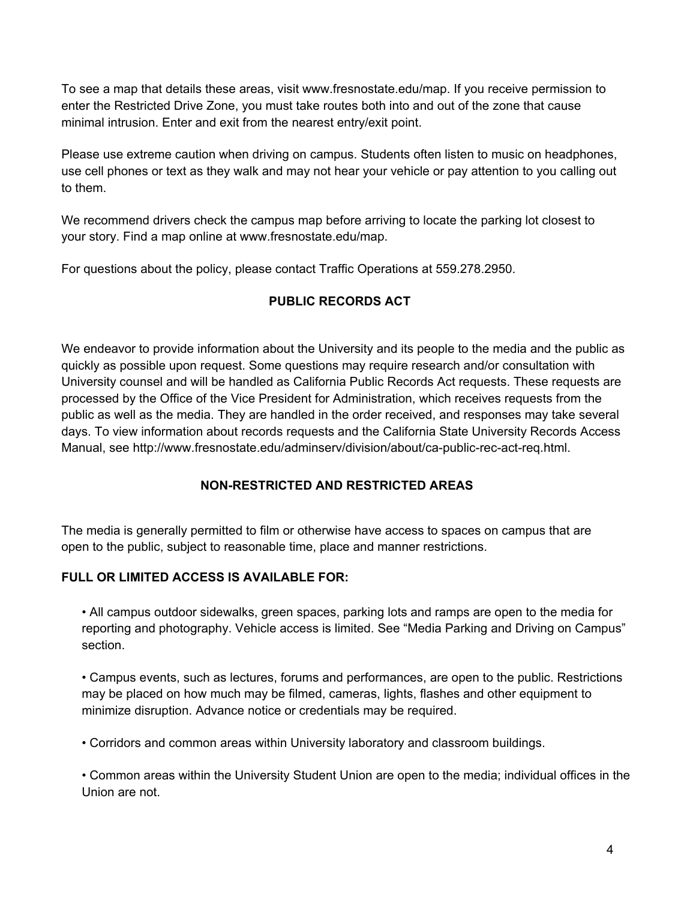To see a map that details these areas, visit www.fresnostate.edu/map. If you receive permission to enter the Restricted Drive Zone, you must take routes both into and out of the zone that cause minimal intrusion. Enter and exit from the nearest entry/exit point.

Please use extreme caution when driving on campus. Students often listen to music on headphones, use cell phones or text as they walk and may not hear your vehicle or pay attention to you calling out to them.

We recommend drivers check the campus map before arriving to locate the parking lot closest to your story. Find a map online at www.fresnostate.edu/map.

For questions about the policy, please contact Traffic Operations at 559.278.2950.

## PUBLIC RECORDS ACT

We endeavor to provide information about the University and its people to the media and the public as quickly as possible upon request. Some questions may require research and/or consultation with University counsel and will be handled as California Public Records Act requests. These requests are processed by the Office of the Vice President for Administration, which receives requests from the public as well as the media. They are handled in the order received, and responses may take several days. To view information about records requests and the California State University Records Access Manual, see http://www.fresnostate.edu/adminserv/division/about/ca-public-rec-act-req.html.

## NON-RESTRICTED AND RESTRICTED AREAS

The media is generally permitted to film or otherwise have access to spaces on campus that are open to the public, subject to reasonable time, place and manner restrictions.

**FULL OR LIMITED ACCESS IS AVAILABLE FOR:**

- All campus outdoor sidewalks, green spaces, parking lots and ramps are open to the media for reporting and photography. Vehicle access is limited. See "Media Parking and Driving on Campus" section.

- Campus events, such as lectures, forums and performances, are open to the public. Restrictions may be placed on how much may be filmed, cameras, lights, flashes and other equipment to minimize disruption. Advance notice or credentials may be required.

- Corridors and common areas within University laboratory and classroom buildings.

- Common areas within the University Student Union are open to the media; individual offices in the Union are not.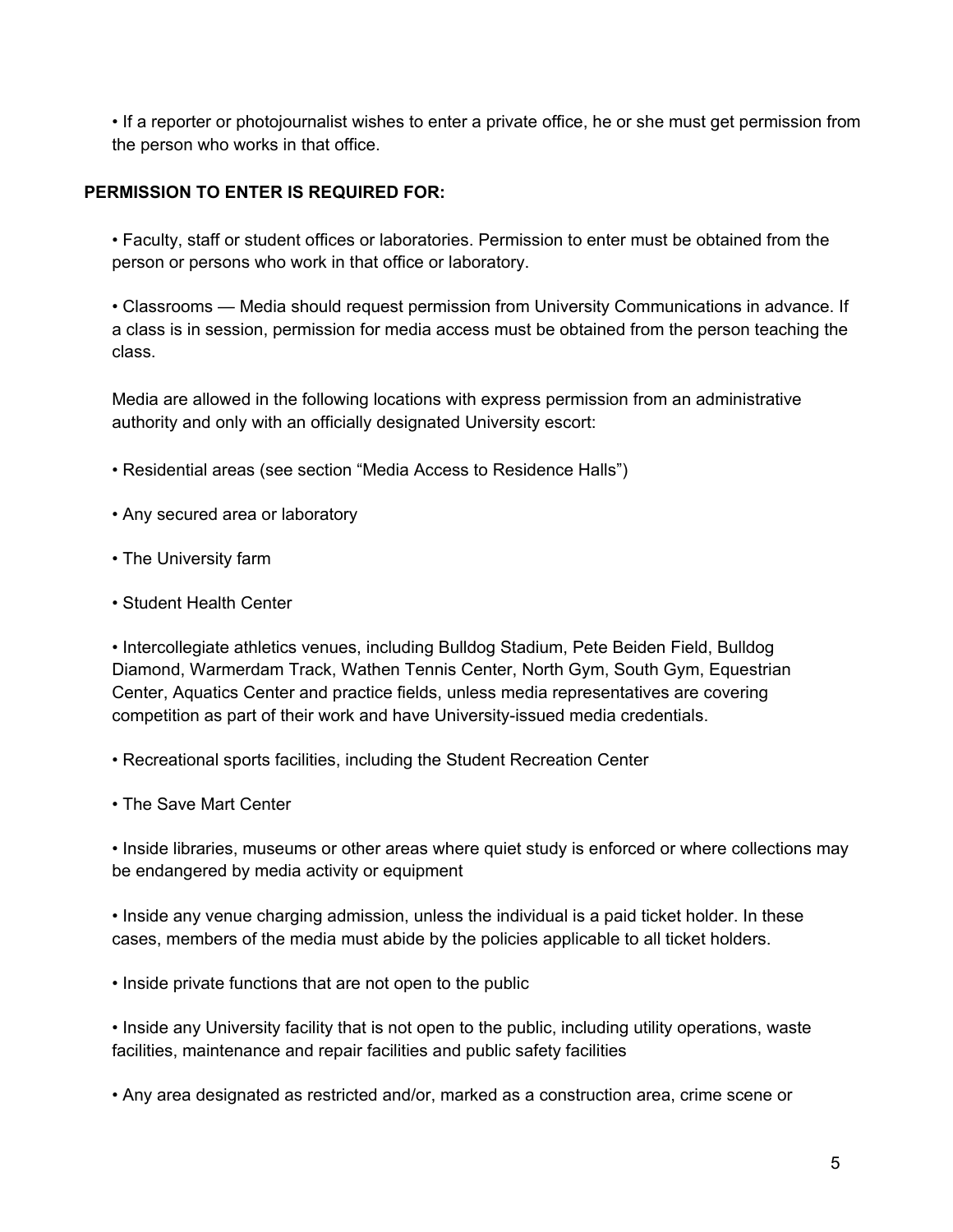- If a reporter or photojournalist wishes to enter a private office, he or she must get permission from the person who works in that office.

**PERMISSION TO ENTER IS REQUIRED FOR:**

- Faculty, staff or student offices or laboratories. Permission to enter must be obtained from the person or persons who work in that office or laboratory.

- Classrooms — Media should request permission from University Communications in advance. If a class is in session, permission for media access must be obtained from the person teaching the class.

Media are allowed in the following locations with express permission from an administrative authority and only with an officially designated University escort:

- Residential areas (see section "Media Access to Residence Halls")

- Any secured area or laboratory

- The University farm

- Student Health Center

- Intercollegiate athletics venues, including Bulldog Stadium, Pete Beiden Field, Bulldog Diamond, Warmerdam Track, Wathen Tennis Center, North Gym, South Gym, Equestrian Center, Aquatics Center and practice fields, unless media representatives are covering competition as part of their work and have University-issued media credentials.

- Recreational sports facilities, including the Student Recreation Center

- The Save Mart Center

- Inside libraries, museums or other areas where quiet study is enforced or where collections may be endangered by media activity or equipment

- Inside any venue charging admission, unless the individual is a paid ticket holder. In these cases, members of the media must abide by the policies applicable to all ticket holders.

- Inside private functions that are not open to the public

- Inside any University facility that is not open to the public, including utility operations, waste facilities, maintenance and repair facilities and public safety facilities

- Any area designated as restricted and/or, marked as a construction area, crime scene or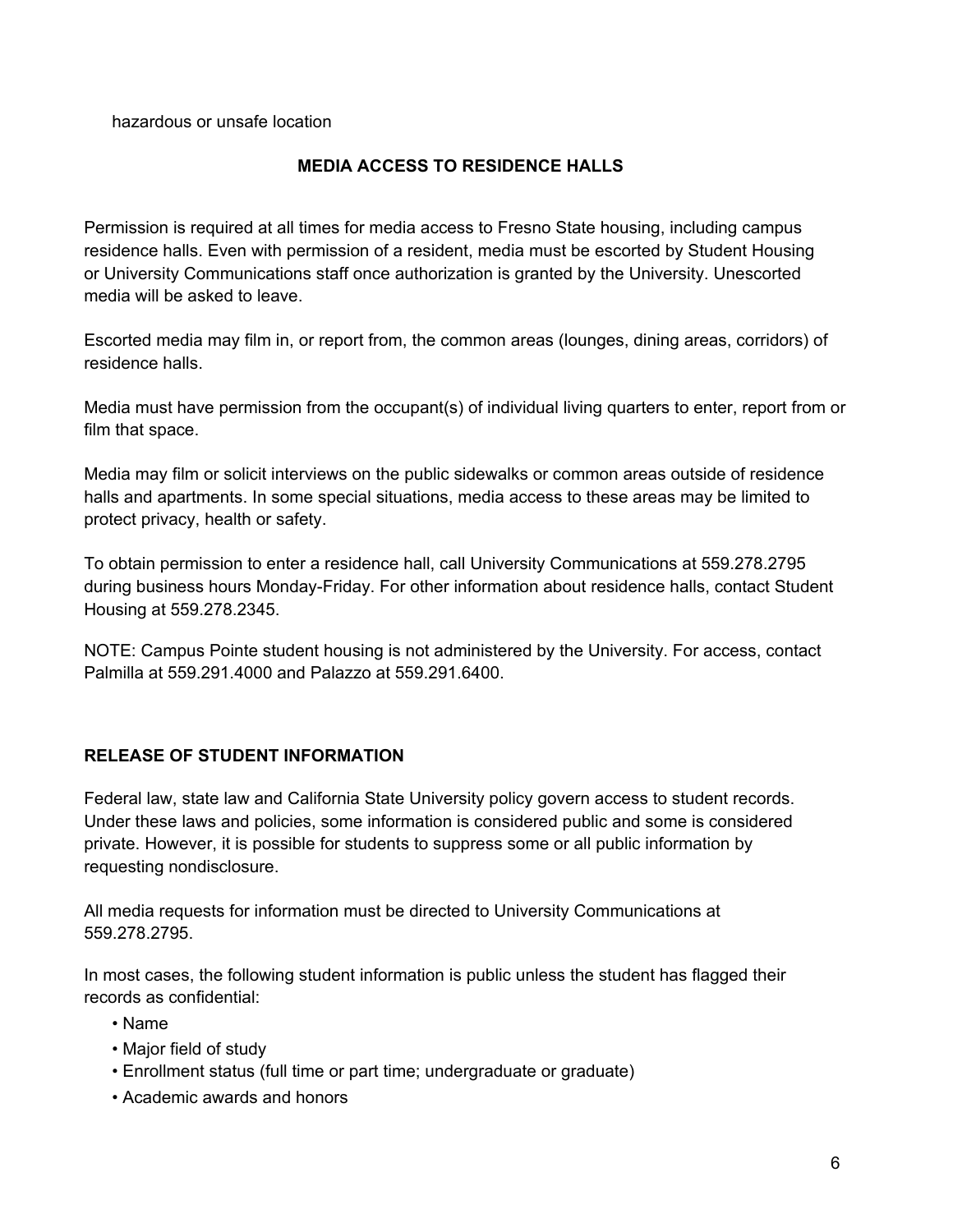hazardous or unsafe location

## MEDIA ACCESS TO RESIDENCE HALLS

Permission is required at all times for media access to Fresno State housing, including campus residence halls. Even with permission of a resident, media must be escorted by Student Housing or University Communications staff once authorization is granted by the University. Unescorted media will be asked to leave.

Escorted media may film in, or report from, the common areas (lounges, dining areas, corridors) of residence halls.

Media must have permission from the occupant(s) of individual living quarters to enter, report from or film that space.

Media may film or solicit interviews on the public sidewalks or common areas outside of residence halls and apartments. In some special situations, media access to these areas may be limited to protect privacy, health or safety.

To obtain permission to enter a residence hall, call University Communications at 559.278.2795 during business hours Monday-Friday. For other information about residence halls, contact Student Housing at 559.278.2345.

NOTE: Campus Pointe student housing is not administered by the University. For access, contact Palmilla at 559.291.4000 and Palazzo at 559.291.6400.

## RELEASE OF STUDENT INFORMATION

Federal law, state law and California State University policy govern access to student records. Under these laws and policies, some information is considered public and some is considered private. However, it is possible for students to suppress some or all public information by requesting nondisclosure.

All media requests for information must be directed to University Communications at 559.278.2795.

In most cases, the following student information is public unless the student has flagged their records as confidential:

- Name
- Major field of study
- Enrollment status (full time or part time; undergraduate or graduate)
- Academic awards and honors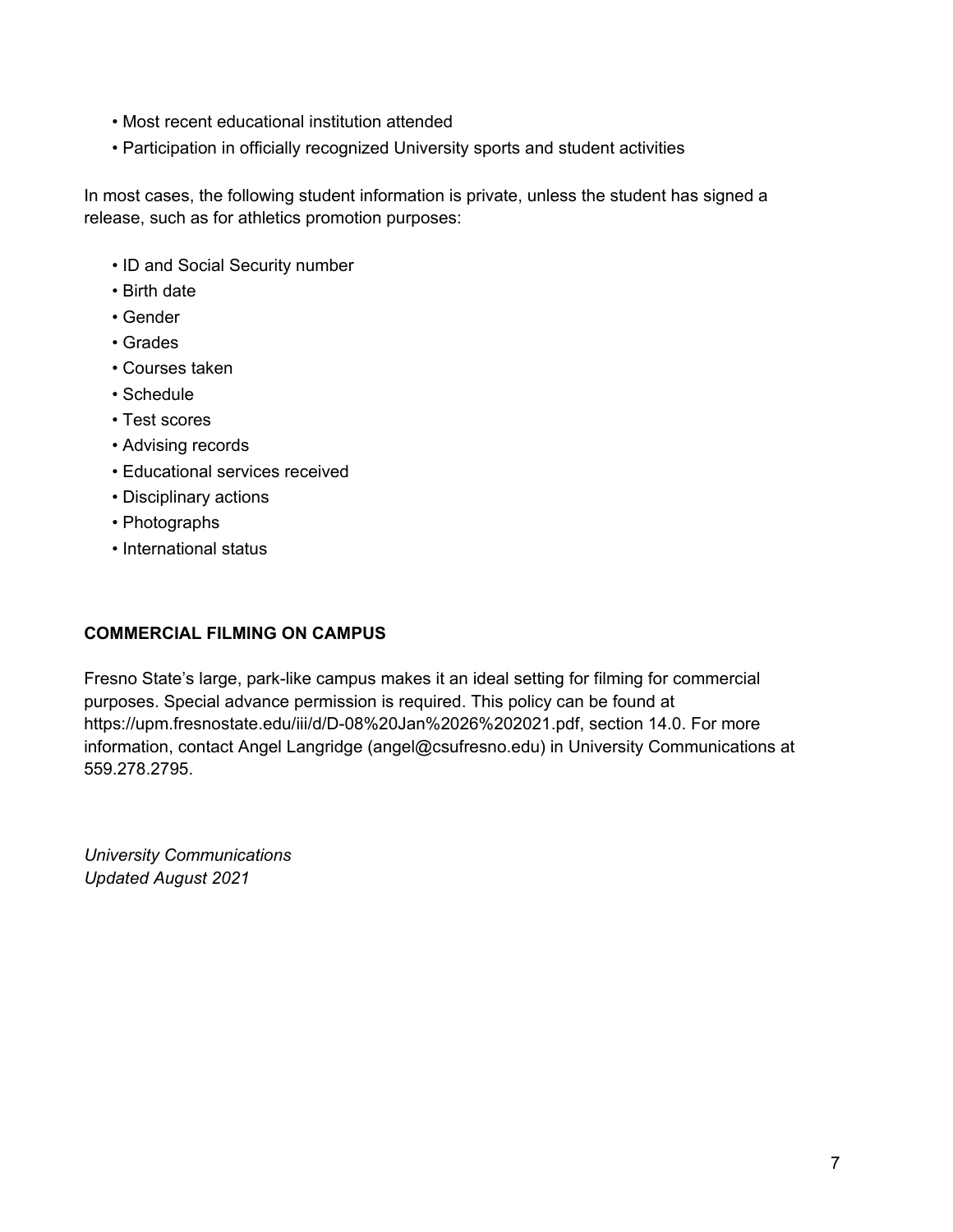- Most recent educational institution attended
- Participation in officially recognized University sports and student activities

In most cases, the following student information is private, unless the student has signed a release, such as for athletics promotion purposes:

- ID and Social Security number
- Birth date
- Gender
- Grades
- Courses taken
- Schedule
- Test scores
- Advising records
- Educational services received
- Disciplinary actions
- Photographs
- International status

**COMMERCIAL FILMING ON CAMPUS**

Fresno State's large, park-like campus makes it an ideal setting for filming for commercial purposes. Special advance permission is required. This policy can be found at https://upm.fresnostate.edu/iii/d/D-08%20Jan%2026%202021.pdf, section 14.0. For more information, contact Angel Langridge (angel@csufresno.edu) in University Communications at 559.278.2795.

*University Communications*
*Updated August 2021*